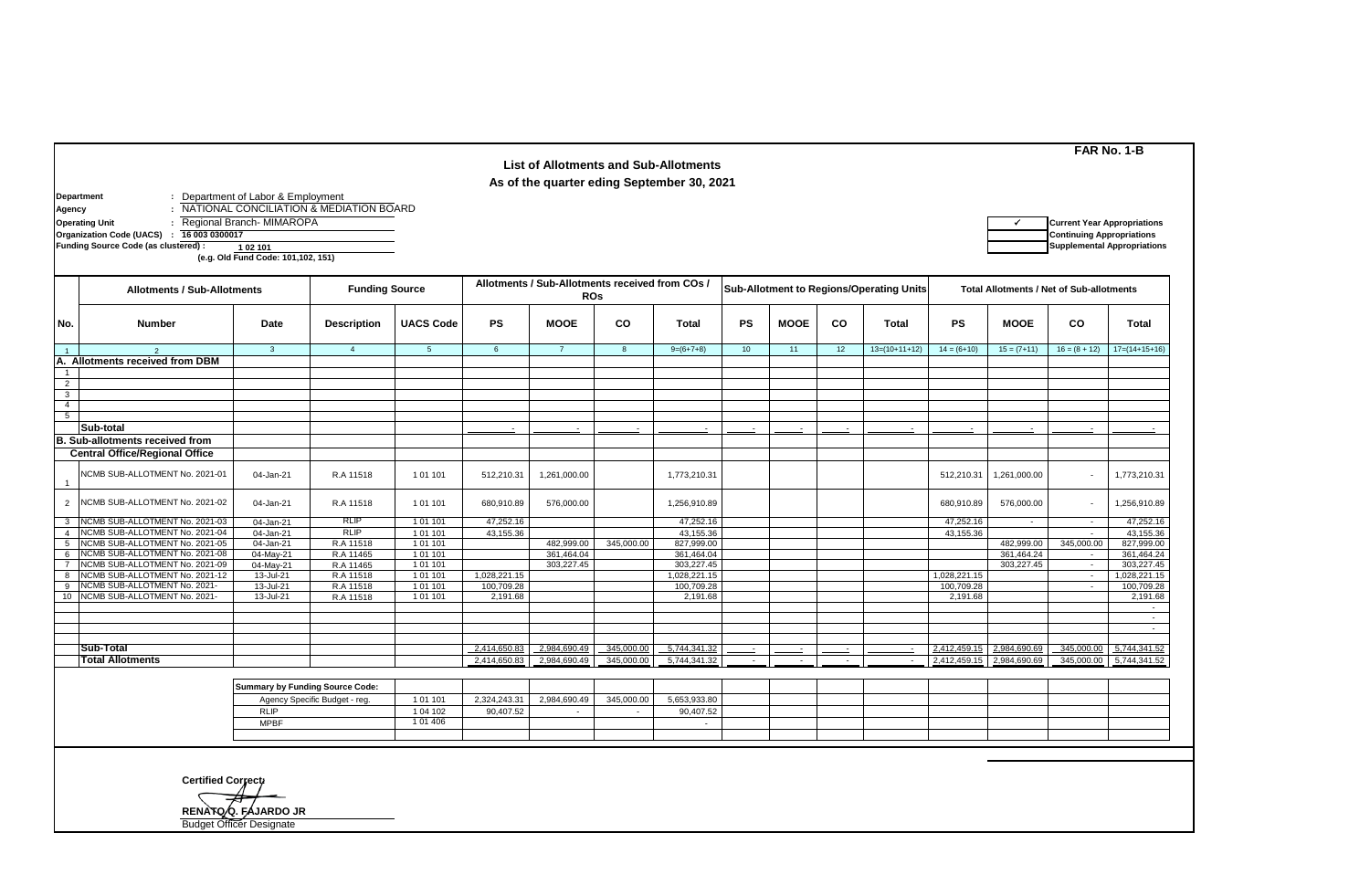**FAR No. 1-B**

## List of Allotments and Sub-Allotments

### As of the quarter eding September 30, 2021

**Department** : Department of Labor & Employment
**Agency** : NATIONAL CONCILIATION & MEDIATION BOARD
**Operating Unit** : Regional Branch- MIMAROPA
**Organization Code (UACS)** : 16 003 0300017
**Funding Source Code (as clustered)** : 1 02 101
(e.g. Old Fund Code: 101,102, 151)

| ✓ | Current Year Appropriations |
|---|---|
| | Continuing Appropriations |
| | Supplemental Appropriations |

| No. | Allotments / Sub-Allotments Number | Date | Funding Source Description | UACS Code | Allotments / Sub-Allotments received from COs / ROs PS | MOOE | CO | Total | Sub-Allotment to Regions/Operating Units PS | MOOE | CO | Total | Total Allotments / Net of Sub-allotments PS | MOOE | CO | Total |
|---|---|---|---|---|---|---|---|---|---|---|---|---|---|---|---|---|
| 1 | 2 | 3 | 4 | 5 | 6 | 7 | 8 | 9=(6+7+8) | 10 | 11 | 12 | 13=(10+11+12) | 14 = (6+10) | 15 = (7+11) | 16 = (8 + 12) | 17=(14+15+16) |
| | **A. Allotments received from DBM** | | | | | | | | | | | | | | | |
| 1 | | | | | | | | | | | | | | | | |
| 2 | | | | | | | | | | | | | | | | |
| 3 | | | | | | | | | | | | | | | | |
| 4 | | | | | | | | | | | | | | | | |
| 5 | | | | | | | | | | | | | | | | |
| | **Sub-total** | | | | - | - | - | - | - | - | - | - | - | - | - | - |
| | **B. Sub-allotments received from** | | | | | | | | | | | | | | | |
| | **Central Office/Regional Office** | | | | | | | | | | | | | | | |
| 1 | NCMB SUB-ALLOTMENT No. 2021-01 | 04-Jan-21 | R.A 11518 | 1 01 101 | 512,210.31 | 1,261,000.00 | | 1,773,210.31 | | | | | 512,210.31 | 1,261,000.00 | - | 1,773,210.31 |
| 2 | NCMB SUB-ALLOTMENT No. 2021-02 | 04-Jan-21 | R.A 11518 | 1 01 101 | 680,910.89 | 576,000.00 | | 1,256,910.89 | | | | | 680,910.89 | 576,000.00 | - | 1,256,910.89 |
| 3 | NCMB SUB-ALLOTMENT No. 2021-03 | 04-Jan-21 | RLIP | 1 01 101 | 47,252.16 | | | 47,252.16 | | | | | 47,252.16 | - | - | 47,252.16 |
| 4 | NCMB SUB-ALLOTMENT No. 2021-04 | 04-Jan-21 | RLIP | 1 01 101 | 43,155.36 | | | 43,155.36 | | | | | 43,155.36 | | - | 43,155.36 |
| 5 | NCMB SUB-ALLOTMENT No. 2021-05 | 04-Jan-21 | R.A 11518 | 1 01 101 | | 482,999.00 | 345,000.00 | 827,999.00 | | | | | | 482,999.00 | 345,000.00 | 827,999.00 |
| 6 | NCMB SUB-ALLOTMENT No. 2021-08 | 04-May-21 | R.A 11465 | 1 01 101 | | 361,464.04 | | 361,464.04 | | | | | | 361,464.24 | - | 361,464.24 |
| 7 | NCMB SUB-ALLOTMENT No. 2021-09 | 04-May-21 | R.A 11465 | 1 01 101 | | 303,227.45 | | 303,227.45 | | | | | | 303,227.45 | - | 303,227.45 |
| 8 | NCMB SUB-ALLOTMENT No. 2021-12 | 13-Jul-21 | R.A 11518 | 1 01 101 | 1,028,221.15 | | | 1,028,221.15 | | | | | 1,028,221.15 | | - | 1,028,221.15 |
| 9 | NCMB SUB-ALLOTMENT No. 2021- | 13-Jul-21 | R.A 11518 | 1 01 101 | 100,709.28 | | | 100,709.28 | | | | | 100,709.28 | | - | 100,709.28 |
| 10 | NCMB SUB-ALLOTMENT No. 2021- | 13-Jul-21 | R.A 11518 | 1 01 101 | 2,191.68 | | | 2,191.68 | | | | | 2,191.68 | | | 2,191.68 |
| | | | | | | | | | | | | | | | | - |
| | | | | | | | | | | | | | | | | - |
| | | | | | | | | | | | | | | | | - |
| | **Sub-Total** | | | | 2,414,650.83 | 2,984,690.49 | 345,000.00 | 5,744,341.32 | - | - | - | - | 2,412,459.15 | 2,984,690.69 | 345,000.00 | 5,744,341.52 |
| | **Total Allotments** | | | | 2,414,650.83 | 2,984,690.49 | 345,000.00 | 5,744,341.32 | - | - | - | - | 2,412,459.15 | 2,984,690.69 | 345,000.00 | 5,744,341.52 |

| Summary by Funding Source Code: | UACS Code | PS | MOOE | CO | Total |
|---|---|---|---|---|---|
| Agency Specific Budget - reg. | 1 01 101 | 2,324,243.31 | 2,984,690.49 | 345,000.00 | 5,653,933.80 |
| RLIP | 1 04 102 | 90,407.52 | - | - | 90,407.52 |
| MPBF | 1 01 406 | | | | - |

**Certified Correct:**

**RENATO Q. FAJARDO JR**
Budget Officer Designate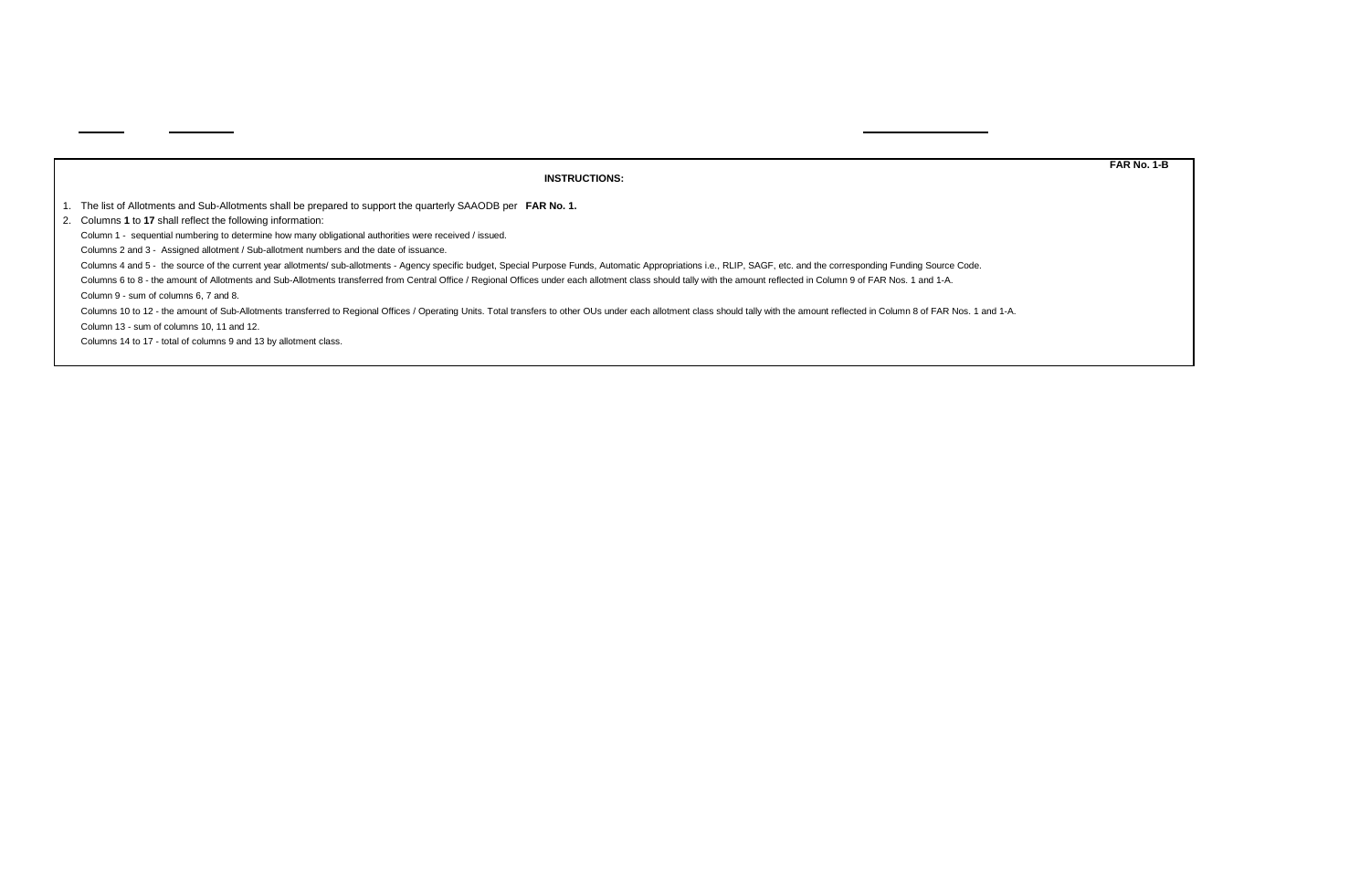**FAR No. 1-B**

**INSTRUCTIONS:**

1. The list of Allotments and Sub-Allotments shall be prepared to support the quarterly SAAODB per **FAR No. 1.**
2. Columns **1** to **17** shall reflect the following information:

   Column 1 - sequential numbering to determine how many obligational authorities were received / issued.

   Columns 2 and 3 - Assigned allotment / Sub-allotment numbers and the date of issuance.

   Columns 4 and 5 - the source of the current year allotments/ sub-allotments - Agency specific budget, Special Purpose Funds, Automatic Appropriations i.e., RLIP, SAGF, etc. and the corresponding Funding Source Code.

   Columns 6 to 8 - the amount of Allotments and Sub-Allotments transferred from Central Office / Regional Offices under each allotment class should tally with the amount reflected in Column 9 of FAR Nos. 1 and 1-A.

   Column 9 - sum of columns 6, 7 and 8.

   Columns 10 to 12 - the amount of Sub-Allotments transferred to Regional Offices / Operating Units. Total transfers to other OUs under each allotment class should tally with the amount reflected in Column 8 of FAR Nos. 1 and 1-A.

   Column 13 - sum of columns 10, 11 and 12.

   Columns 14 to 17 - total of columns 9 and 13 by allotment class.